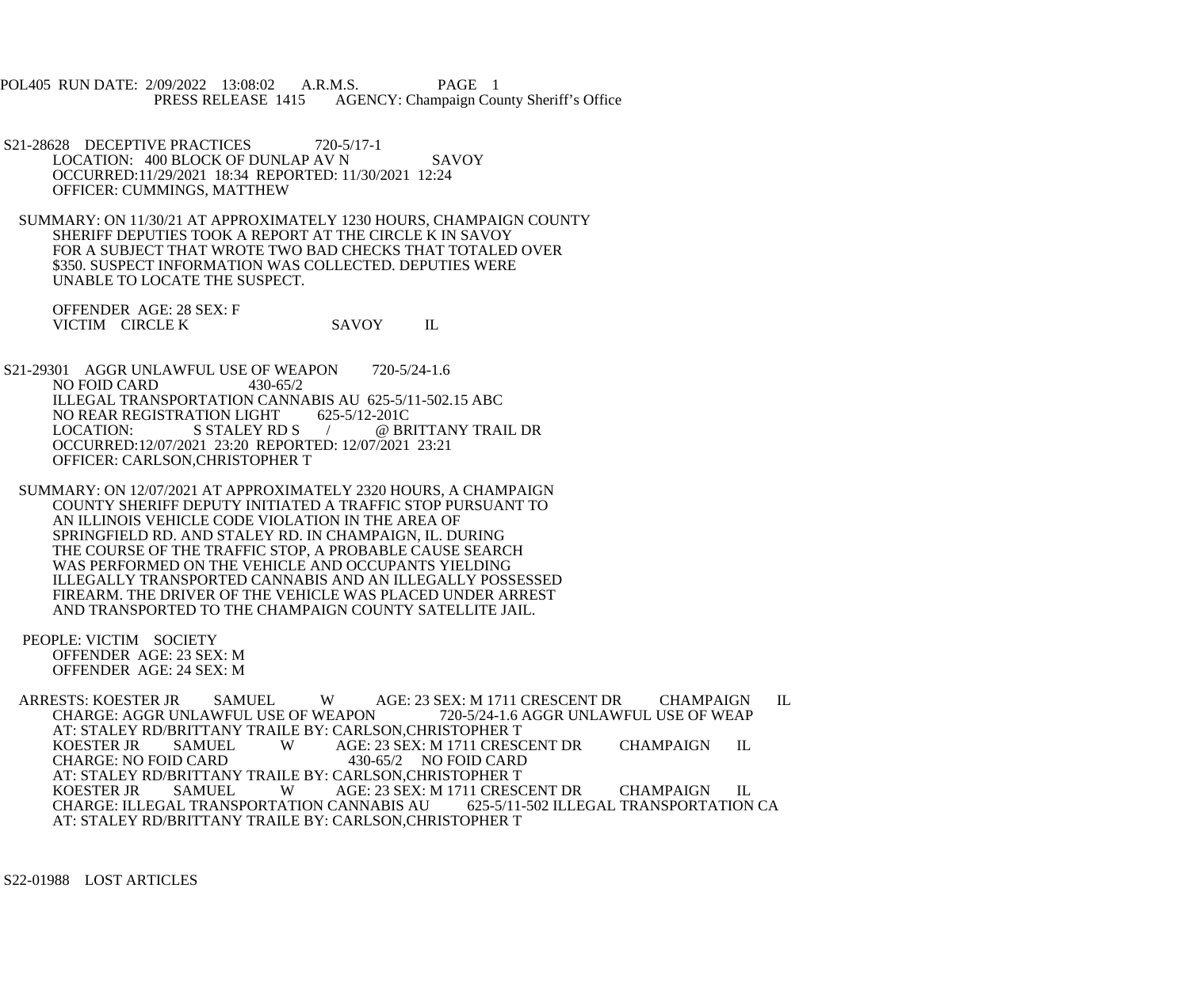POL405 RUN DATE: 2/09/2022 13:08:02 A.R.M.S. PAGE 1
PRESS RELEASE 1415 AGENCY: Champaign County Sheriff's Office

S21-28628 DECEPTIVE PRACTICES 720-5/17-1
LOCATION: 400 BLOCK OF DUNLAP AV N SAVOY
OCCURRED:11/29/2021 18:34 REPORTED: 11/30/2021 12:24
OFFICER: CUMMINGS, MATTHEW

SUMMARY: ON 11/30/21 AT APPROXIMATELY 1230 HOURS, CHAMPAIGN COUNTY SHERIFF DEPUTIES TOOK A REPORT AT THE CIRCLE K IN SAVOY FOR A SUBJECT THAT WROTE TWO BAD CHECKS THAT TOTALED OVER $350. SUSPECT INFORMATION WAS COLLECTED. DEPUTIES WERE UNABLE TO LOCATE THE SUSPECT.

OFFENDER AGE: 28 SEX: F
VICTIM CIRCLE K SAVOY IL

S21-29301 AGGR UNLAWFUL USE OF WEAPON 720-5/24-1.6
NO FOID CARD 430-65/2
ILLEGAL TRANSPORTATION CANNABIS AU 625-5/11-502.15 ABC
NO REAR REGISTRATION LIGHT 625-5/12-201C
LOCATION: S STALEY RD S / @ BRITTANY TRAIL DR
OCCURRED:12/07/2021 23:20 REPORTED: 12/07/2021 23:21
OFFICER: CARLSON,CHRISTOPHER T

SUMMARY: ON 12/07/2021 AT APPROXIMATELY 2320 HOURS, A CHAMPAIGN COUNTY SHERIFF DEPUTY INITIATED A TRAFFIC STOP PURSUANT TO AN ILLINOIS VEHICLE CODE VIOLATION IN THE AREA OF SPRINGFIELD RD. AND STALEY RD. IN CHAMPAIGN, IL. DURING THE COURSE OF THE TRAFFIC STOP, A PROBABLE CAUSE SEARCH WAS PERFORMED ON THE VEHICLE AND OCCUPANTS YIELDING ILLEGALLY TRANSPORTED CANNABIS AND AN ILLEGALLY POSSESSED FIREARM. THE DRIVER OF THE VEHICLE WAS PLACED UNDER ARREST AND TRANSPORTED TO THE CHAMPAIGN COUNTY SATELLITE JAIL.

PEOPLE: VICTIM SOCIETY
OFFENDER AGE: 23 SEX: M
OFFENDER AGE: 24 SEX: M

ARRESTS: KOESTER JR SAMUEL W AGE: 23 SEX: M 1711 CRESCENT DR CHAMPAIGN IL
CHARGE: AGGR UNLAWFUL USE OF WEAPON 720-5/24-1.6 AGGR UNLAWFUL USE OF WEAP
AT: STALEY RD/BRITTANY TRAILE BY: CARLSON,CHRISTOPHER T
KOESTER JR SAMUEL W AGE: 23 SEX: M 1711 CRESCENT DR CHAMPAIGN IL
CHARGE: NO FOID CARD 430-65/2 NO FOID CARD
AT: STALEY RD/BRITTANY TRAILE BY: CARLSON,CHRISTOPHER T
KOESTER JR SAMUEL W AGE: 23 SEX: M 1711 CRESCENT DR CHAMPAIGN IL
CHARGE: ILLEGAL TRANSPORTATION CANNABIS AU 625-5/11-502 ILLEGAL TRANSPORTATION CA
AT: STALEY RD/BRITTANY TRAILE BY: CARLSON,CHRISTOPHER T

S22-01988 LOST ARTICLES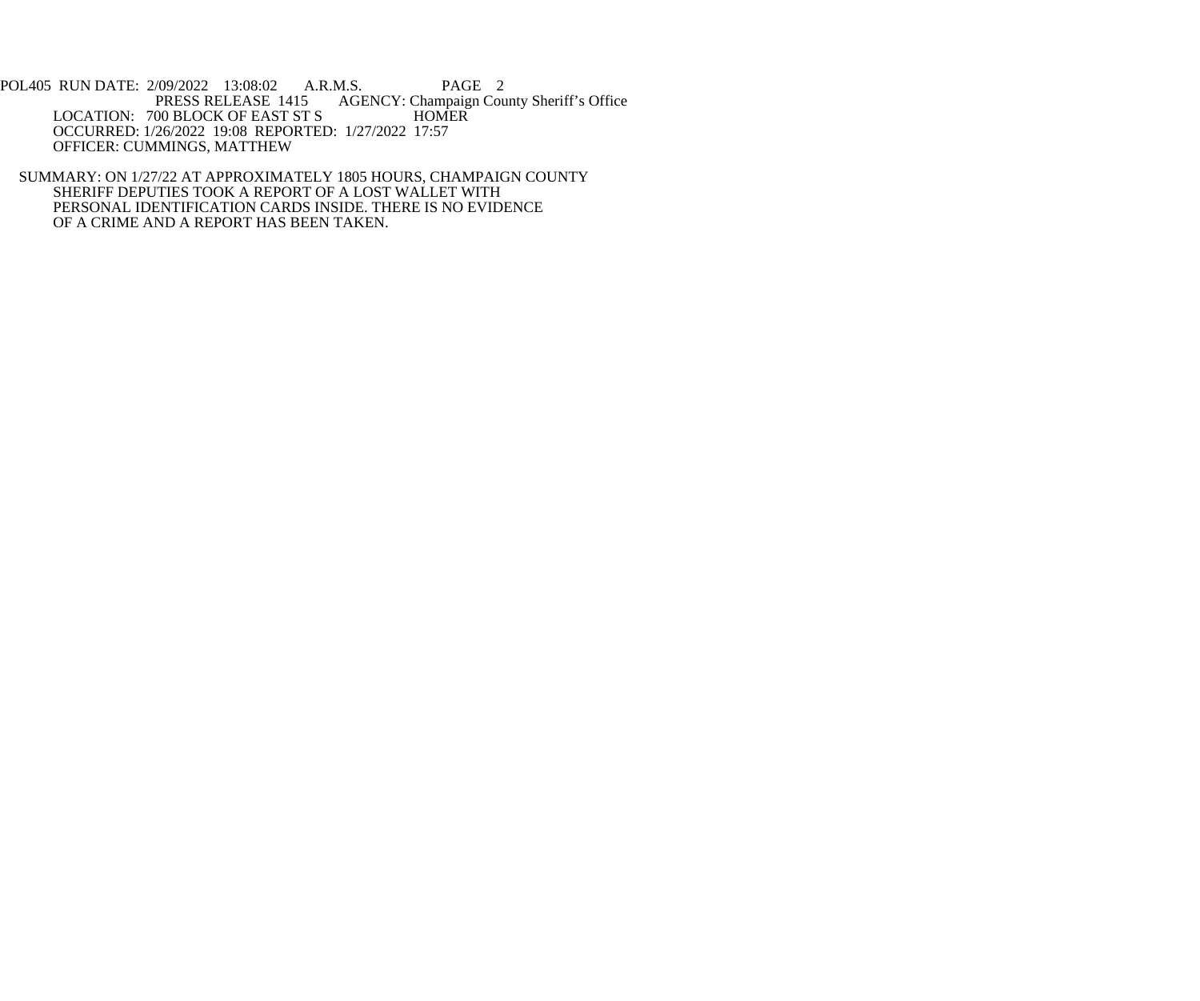PRESS RELEASE 1415 AGENCY: Champaign County Sheriff's Office

LOCATION: 700 BLOCK OF EAST ST S HOMER

OCCURRED: 1/26/2022 19:08 REPORTED: 1/27/2022 17:57

OFFICER: CUMMINGS, MATTHEW

SUMMARY: ON 1/27/22 AT APPROXIMATELY 1805 HOURS, CHAMPAIGN COUNTY SHERIFF DEPUTIES TOOK A REPORT OF A LOST WALLET WITH PERSONAL IDENTIFICATION CARDS INSIDE. THERE IS NO EVIDENCE OF A CRIME AND A REPORT HAS BEEN TAKEN.